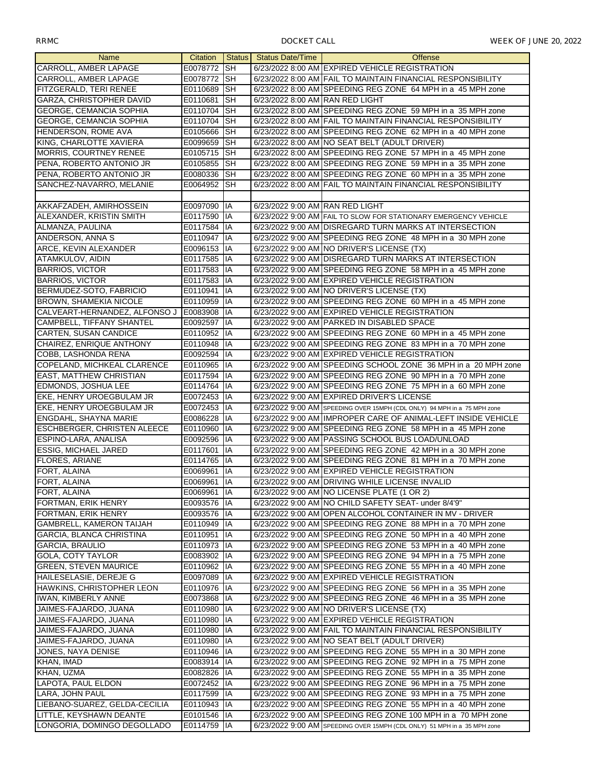| Name | Citation | Status | Status Date/Time | Offense |
|---|---|---|---|---|
| CARROLL, AMBER LAPAGE | E0078772 | SH | 6/23/2022 8:00 AM | EXPIRED VEHICLE REGISTRATION |
| CARROLL, AMBER LAPAGE | E0078772 | SH | 6/23/2022 8:00 AM | FAIL TO MAINTAIN FINANCIAL RESPONSIBILITY |
| FITZGERALD, TERI RENEE | E0110689 | SH | 6/23/2022 8:00 AM | SPEEDING REG ZONE 64 MPH in a 45 MPH zone |
| GARZA, CHRISTOPHER DAVID | E0110681 | SH | 6/23/2022 8:00 AM | RAN RED LIGHT |
| GEORGE, CEMANCIA SOPHIA | E0110704 | SH | 6/23/2022 8:00 AM | SPEEDING REG ZONE 59 MPH in a 35 MPH zone |
| GEORGE, CEMANCIA SOPHIA | E0110704 | SH | 6/23/2022 8:00 AM | FAIL TO MAINTAIN FINANCIAL RESPONSIBILITY |
| HENDERSON, ROME AVA | E0105666 | SH | 6/23/2022 8:00 AM | SPEEDING REG ZONE 62 MPH in a 40 MPH zone |
| KING, CHARLOTTE XAVIERA | E0099659 | SH | 6/23/2022 8:00 AM | NO SEAT BELT (ADULT DRIVER) |
| MORRIS, COURTNEY RENEE | E0105715 | SH | 6/23/2022 8:00 AM | SPEEDING REG ZONE 57 MPH in a 45 MPH zone |
| PENA, ROBERTO ANTONIO JR | E0105855 | SH | 6/23/2022 8:00 AM | SPEEDING REG ZONE 59 MPH in a 35 MPH zone |
| PENA, ROBERTO ANTONIO JR | E0080336 | SH | 6/23/2022 8:00 AM | SPEEDING REG ZONE 60 MPH in a 35 MPH zone |
| SANCHEZ-NAVARRO, MELANIE | E0064952 | SH | 6/23/2022 8:00 AM | FAIL TO MAINTAIN FINANCIAL RESPONSIBILITY |
| | | | | |
| AKKAFZADEH, AMIRHOSSEIN | E0097090 | IA | 6/23/2022 9:00 AM | RAN RED LIGHT |
| ALEXANDER, KRISTIN SMITH | E0117590 | IA | 6/23/2022 9:00 AM | FAIL TO SLOW FOR STATIONARY EMERGENCY VEHICLE |
| ALMANZA, PAULINA | E0117584 | IA | 6/23/2022 9:00 AM | DISREGARD TURN MARKS AT INTERSECTION |
| ANDERSON, ANNA S | E0110947 | IA | 6/23/2022 9:00 AM | SPEEDING REG ZONE 48 MPH in a 30 MPH zone |
| ARCE, KEVIN ALEXANDER | E0096153 | IA | 6/23/2022 9:00 AM | NO DRIVER'S LICENSE (TX) |
| ATAMKULOV, AIDIN | E0117585 | IA | 6/23/2022 9:00 AM | DISREGARD TURN MARKS AT INTERSECTION |
| BARRIOS, VICTOR | E0117583 | IA | 6/23/2022 9:00 AM | SPEEDING REG ZONE 58 MPH in a 45 MPH zone |
| BARRIOS, VICTOR | E0117583 | IA | 6/23/2022 9:00 AM | EXPIRED VEHICLE REGISTRATION |
| BERMUDEZ-SOTO, FABRICIO | E0110941 | IA | 6/23/2022 9:00 AM | NO DRIVER'S LICENSE (TX) |
| BROWN, SHAMEKIA NICOLE | E0110959 | IA | 6/23/2022 9:00 AM | SPEEDING REG ZONE 60 MPH in a 45 MPH zone |
| CALVEART-HERNANDEZ, ALFONSO J | E0083908 | IA | 6/23/2022 9:00 AM | EXPIRED VEHICLE REGISTRATION |
| CAMPBELL, TIFFANY SHANTEL | E0092597 | IA | 6/23/2022 9:00 AM | PARKED IN DISABLED SPACE |
| CARTEN, SUSAN CANDICE | E0110952 | IA | 6/23/2022 9:00 AM | SPEEDING REG ZONE 60 MPH in a 45 MPH zone |
| CHAIREZ, ENRIQUE ANTHONY | E0110948 | IA | 6/23/2022 9:00 AM | SPEEDING REG ZONE 83 MPH in a 70 MPH zone |
| COBB, LASHONDA RENA | E0092594 | IA | 6/23/2022 9:00 AM | EXPIRED VEHICLE REGISTRATION |
| COPELAND, MICHKEAL CLARENCE | E0110965 | IA | 6/23/2022 9:00 AM | SPEEDING SCHOOL ZONE 36 MPH in a 20 MPH zone |
| EAST, MATTHEW CHRISTIAN | E0117594 | IA | 6/23/2022 9:00 AM | SPEEDING REG ZONE 90 MPH in a 70 MPH zone |
| EDMONDS, JOSHUA LEE | E0114764 | IA | 6/23/2022 9:00 AM | SPEEDING REG ZONE 75 MPH in a 60 MPH zone |
| EKE, HENRY UROEGBULAM JR | E0072453 | IA | 6/23/2022 9:00 AM | EXPIRED DRIVER'S LICENSE |
| EKE, HENRY UROEGBULAM JR | E0072453 | IA | 6/23/2022 9:00 AM | SPEEDING OVER 15MPH (CDL ONLY) 94 MPH in a 75 MPH zone |
| ENGDAHL, SHAYNA MARIE | E0086228 | IA | 6/23/2022 9:00 AM | IMPROPER CARE OF ANIMAL-LEFT INSIDE VEHICLE |
| ESCHBERGER, CHRISTEN ALEECE | E0110960 | IA | 6/23/2022 9:00 AM | SPEEDING REG ZONE 58 MPH in a 45 MPH zone |
| ESPINO-LARA, ANALISA | E0092596 | IA | 6/23/2022 9:00 AM | PASSING SCHOOL BUS LOAD/UNLOAD |
| ESSIG, MICHAEL JARED | E0117601 | IA | 6/23/2022 9:00 AM | SPEEDING REG ZONE 42 MPH in a 30 MPH zone |
| FLORES, ARIANE | E0114765 | IA | 6/23/2022 9:00 AM | SPEEDING REG ZONE 81 MPH in a 70 MPH zone |
| FORT, ALAINA | E0069961 | IA | 6/23/2022 9:00 AM | EXPIRED VEHICLE REGISTRATION |
| FORT, ALAINA | E0069961 | IA | 6/23/2022 9:00 AM | DRIVING WHILE LICENSE INVALID |
| FORT, ALAINA | E0069961 | IA | 6/23/2022 9:00 AM | NO LICENSE PLATE (1 OR 2) |
| FORTMAN, ERIK HENRY | E0093576 | IA | 6/23/2022 9:00 AM | NO CHILD SAFETY SEAT- under 8/4'9" |
| FORTMAN, ERIK HENRY | E0093576 | IA | 6/23/2022 9:00 AM | OPEN ALCOHOL CONTAINER IN MV - DRIVER |
| GAMBRELL, KAMERON TAIJAH | E0110949 | IA | 6/23/2022 9:00 AM | SPEEDING REG ZONE 88 MPH in a 70 MPH zone |
| GARCIA, BLANCA CHRISTINA | E0110951 | IA | 6/23/2022 9:00 AM | SPEEDING REG ZONE 50 MPH in a 40 MPH zone |
| GARCIA, BRAULIO | E0110973 | IA | 6/23/2022 9:00 AM | SPEEDING REG ZONE 53 MPH in a 40 MPH zone |
| GOLA, COTY TAYLOR | E0083902 | IA | 6/23/2022 9:00 AM | SPEEDING REG ZONE 94 MPH in a 75 MPH zone |
| GREEN, STEVEN MAURICE | E0110962 | IA | 6/23/2022 9:00 AM | SPEEDING REG ZONE 55 MPH in a 40 MPH zone |
| HAILESELASIE, DEREJE G | E0097089 | IA | 6/23/2022 9:00 AM | EXPIRED VEHICLE REGISTRATION |
| HAWKINS, CHRISTOPHER LEON | E0110976 | IA | 6/23/2022 9:00 AM | SPEEDING REG ZONE 56 MPH in a 35 MPH zone |
| IWAN, KIMBERLY ANNE | E0073868 | IA | 6/23/2022 9:00 AM | SPEEDING REG ZONE 46 MPH in a 35 MPH zone |
| JAIMES-FAJARDO, JUANA | E0110980 | IA | 6/23/2022 9:00 AM | NO DRIVER'S LICENSE (TX) |
| JAIMES-FAJARDO, JUANA | E0110980 | IA | 6/23/2022 9:00 AM | EXPIRED VEHICLE REGISTRATION |
| JAIMES-FAJARDO, JUANA | E0110980 | IA | 6/23/2022 9:00 AM | FAIL TO MAINTAIN FINANCIAL RESPONSIBILITY |
| JAIMES-FAJARDO, JUANA | E0110980 | IA | 6/23/2022 9:00 AM | NO SEAT BELT (ADULT DRIVER) |
| JONES, NAYA DENISE | E0110946 | IA | 6/23/2022 9:00 AM | SPEEDING REG ZONE 55 MPH in a 30 MPH zone |
| KHAN, IMAD | E0083914 | IA | 6/23/2022 9:00 AM | SPEEDING REG ZONE 92 MPH in a 75 MPH zone |
| KHAN, UZMA | E0082826 | IA | 6/23/2022 9:00 AM | SPEEDING REG ZONE 55 MPH in a 35 MPH zone |
| LAPOTA, PAUL ELDON | E0072452 | IA | 6/23/2022 9:00 AM | SPEEDING REG ZONE 96 MPH in a 75 MPH zone |
| LARA, JOHN PAUL | E0117599 | IA | 6/23/2022 9:00 AM | SPEEDING REG ZONE 93 MPH in a 75 MPH zone |
| LIEBANO-SUAREZ, GELDA-CECILIA | E0110943 | IA | 6/23/2022 9:00 AM | SPEEDING REG ZONE 55 MPH in a 40 MPH zone |
| LITTLE, KEYSHAWN DEANTE | E0101546 | IA | 6/23/2022 9:00 AM | SPEEDING REG ZONE 100 MPH in a 70 MPH zone |
| LONGORIA, DOMINGO DEGOLLADO | E0114759 | IA | 6/23/2022 9:00 AM | SPEEDING OVER 15MPH (CDL ONLY) 51 MPH in a 35 MPH zone |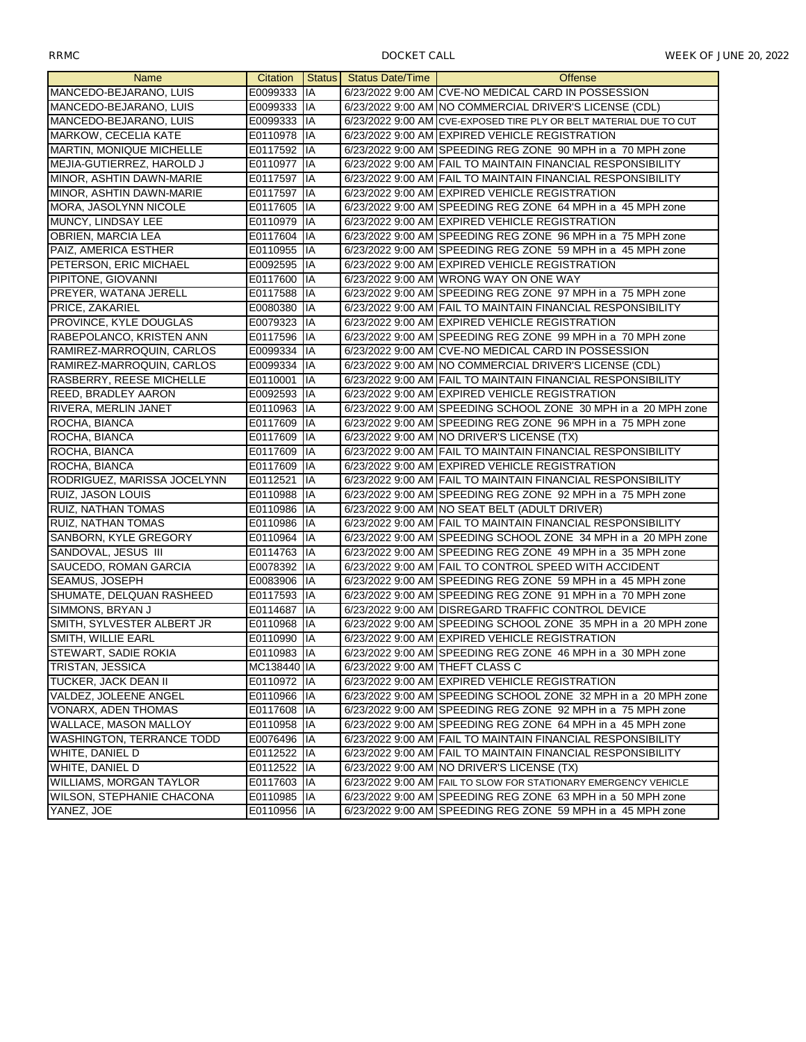| Name | Citation | Status | Status Date/Time | Offense |
|---|---|---|---|---|
| MANCEDO-BEJARANO, LUIS | E0099333 | IA | 6/23/2022 9:00 AM | CVE-NO MEDICAL CARD IN POSSESSION |
| MANCEDO-BEJARANO, LUIS | E0099333 | IA | 6/23/2022 9:00 AM | NO COMMERCIAL DRIVER'S LICENSE (CDL) |
| MANCEDO-BEJARANO, LUIS | E0099333 | IA | 6/23/2022 9:00 AM | CVE-EXPOSED TIRE PLY OR BELT MATERIAL DUE TO CUT |
| MARKOW, CECELIA KATE | E0110978 | IA | 6/23/2022 9:00 AM | EXPIRED VEHICLE REGISTRATION |
| MARTIN, MONIQUE MICHELLE | E0117592 | IA | 6/23/2022 9:00 AM | SPEEDING REG ZONE 90 MPH in a 70 MPH zone |
| MEJIA-GUTIERREZ, HAROLD J | E0110977 | IA | 6/23/2022 9:00 AM | FAIL TO MAINTAIN FINANCIAL RESPONSIBILITY |
| MINOR, ASHTIN DAWN-MARIE | E0117597 | IA | 6/23/2022 9:00 AM | FAIL TO MAINTAIN FINANCIAL RESPONSIBILITY |
| MINOR, ASHTIN DAWN-MARIE | E0117597 | IA | 6/23/2022 9:00 AM | EXPIRED VEHICLE REGISTRATION |
| MORA, JASOLYNN NICOLE | E0117605 | IA | 6/23/2022 9:00 AM | SPEEDING REG ZONE 64 MPH in a 45 MPH zone |
| MUNCY, LINDSAY LEE | E0110979 | IA | 6/23/2022 9:00 AM | EXPIRED VEHICLE REGISTRATION |
| OBRIEN, MARCIA LEA | E0117604 | IA | 6/23/2022 9:00 AM | SPEEDING REG ZONE 96 MPH in a 75 MPH zone |
| PAIZ, AMERICA ESTHER | E0110955 | IA | 6/23/2022 9:00 AM | SPEEDING REG ZONE 59 MPH in a 45 MPH zone |
| PETERSON, ERIC MICHAEL | E0092595 | IA | 6/23/2022 9:00 AM | EXPIRED VEHICLE REGISTRATION |
| PIPITONE, GIOVANNI | E0117600 | IA | 6/23/2022 9:00 AM | WRONG WAY ON ONE WAY |
| PREYER, WATANA JERELL | E0117588 | IA | 6/23/2022 9:00 AM | SPEEDING REG ZONE 97 MPH in a 75 MPH zone |
| PRICE, ZAKARIEL | E0080380 | IA | 6/23/2022 9:00 AM | FAIL TO MAINTAIN FINANCIAL RESPONSIBILITY |
| PROVINCE, KYLE DOUGLAS | E0079323 | IA | 6/23/2022 9:00 AM | EXPIRED VEHICLE REGISTRATION |
| RABEPOLANCO, KRISTEN ANN | E0117596 | IA | 6/23/2022 9:00 AM | SPEEDING REG ZONE 99 MPH in a 70 MPH zone |
| RAMIREZ-MARROQUIN, CARLOS | E0099334 | IA | 6/23/2022 9:00 AM | CVE-NO MEDICAL CARD IN POSSESSION |
| RAMIREZ-MARROQUIN, CARLOS | E0099334 | IA | 6/23/2022 9:00 AM | NO COMMERCIAL DRIVER'S LICENSE (CDL) |
| RASBERRY, REESE MICHELLE | E0110001 | IA | 6/23/2022 9:00 AM | FAIL TO MAINTAIN FINANCIAL RESPONSIBILITY |
| REED, BRADLEY AARON | E0092593 | IA | 6/23/2022 9:00 AM | EXPIRED VEHICLE REGISTRATION |
| RIVERA, MERLIN JANET | E0110963 | IA | 6/23/2022 9:00 AM | SPEEDING SCHOOL ZONE 30 MPH in a 20 MPH zone |
| ROCHA, BIANCA | E0117609 | IA | 6/23/2022 9:00 AM | SPEEDING REG ZONE 96 MPH in a 75 MPH zone |
| ROCHA, BIANCA | E0117609 | IA | 6/23/2022 9:00 AM | NO DRIVER'S LICENSE (TX) |
| ROCHA, BIANCA | E0117609 | IA | 6/23/2022 9:00 AM | FAIL TO MAINTAIN FINANCIAL RESPONSIBILITY |
| ROCHA, BIANCA | E0117609 | IA | 6/23/2022 9:00 AM | EXPIRED VEHICLE REGISTRATION |
| RODRIGUEZ, MARISSA JOCELYNN | E0112521 | IA | 6/23/2022 9:00 AM | FAIL TO MAINTAIN FINANCIAL RESPONSIBILITY |
| RUIZ, JASON LOUIS | E0110988 | IA | 6/23/2022 9:00 AM | SPEEDING REG ZONE 92 MPH in a 75 MPH zone |
| RUIZ, NATHAN TOMAS | E0110986 | IA | 6/23/2022 9:00 AM | NO SEAT BELT (ADULT DRIVER) |
| RUIZ, NATHAN TOMAS | E0110986 | IA | 6/23/2022 9:00 AM | FAIL TO MAINTAIN FINANCIAL RESPONSIBILITY |
| SANBORN, KYLE GREGORY | E0110964 | IA | 6/23/2022 9:00 AM | SPEEDING SCHOOL ZONE 34 MPH in a 20 MPH zone |
| SANDOVAL, JESUS III | E0114763 | IA | 6/23/2022 9:00 AM | SPEEDING REG ZONE 49 MPH in a 35 MPH zone |
| SAUCEDO, ROMAN GARCIA | E0078392 | IA | 6/23/2022 9:00 AM | FAIL TO CONTROL SPEED WITH ACCIDENT |
| SEAMUS, JOSEPH | E0083906 | IA | 6/23/2022 9:00 AM | SPEEDING REG ZONE 59 MPH in a 45 MPH zone |
| SHUMATE, DELQUAN RASHEED | E0117593 | IA | 6/23/2022 9:00 AM | SPEEDING REG ZONE 91 MPH in a 70 MPH zone |
| SIMMONS, BRYAN J | E0114687 | IA | 6/23/2022 9:00 AM | DISREGARD TRAFFIC CONTROL DEVICE |
| SMITH, SYLVESTER ALBERT JR | E0110968 | IA | 6/23/2022 9:00 AM | SPEEDING SCHOOL ZONE 35 MPH in a 20 MPH zone |
| SMITH, WILLIE EARL | E0110990 | IA | 6/23/2022 9:00 AM | EXPIRED VEHICLE REGISTRATION |
| STEWART, SADIE ROKIA | E0110983 | IA | 6/23/2022 9:00 AM | SPEEDING REG ZONE 46 MPH in a 30 MPH zone |
| TRISTAN, JESSICA | MC138440 | IA | 6/23/2022 9:00 AM | THEFT CLASS C |
| TUCKER, JACK DEAN II | E0110972 | IA | 6/23/2022 9:00 AM | EXPIRED VEHICLE REGISTRATION |
| VALDEZ, JOLEENE ANGEL | E0110966 | IA | 6/23/2022 9:00 AM | SPEEDING SCHOOL ZONE 32 MPH in a 20 MPH zone |
| VONARX, ADEN THOMAS | E0117608 | IA | 6/23/2022 9:00 AM | SPEEDING REG ZONE 92 MPH in a 75 MPH zone |
| WALLACE, MASON MALLOY | E0110958 | IA | 6/23/2022 9:00 AM | SPEEDING REG ZONE 64 MPH in a 45 MPH zone |
| WASHINGTON, TERRANCE TODD | E0076496 | IA | 6/23/2022 9:00 AM | FAIL TO MAINTAIN FINANCIAL RESPONSIBILITY |
| WHITE, DANIEL D | E0112522 | IA | 6/23/2022 9:00 AM | FAIL TO MAINTAIN FINANCIAL RESPONSIBILITY |
| WHITE, DANIEL D | E0112522 | IA | 6/23/2022 9:00 AM | NO DRIVER'S LICENSE (TX) |
| WILLIAMS, MORGAN TAYLOR | E0117603 | IA | 6/23/2022 9:00 AM | FAIL TO SLOW FOR STATIONARY EMERGENCY VEHICLE |
| WILSON, STEPHANIE CHACONA | E0110985 | IA | 6/23/2022 9:00 AM | SPEEDING REG ZONE 63 MPH in a 50 MPH zone |
| YANEZ, JOE | E0110956 | IA | 6/23/2022 9:00 AM | SPEEDING REG ZONE 59 MPH in a 45 MPH zone |